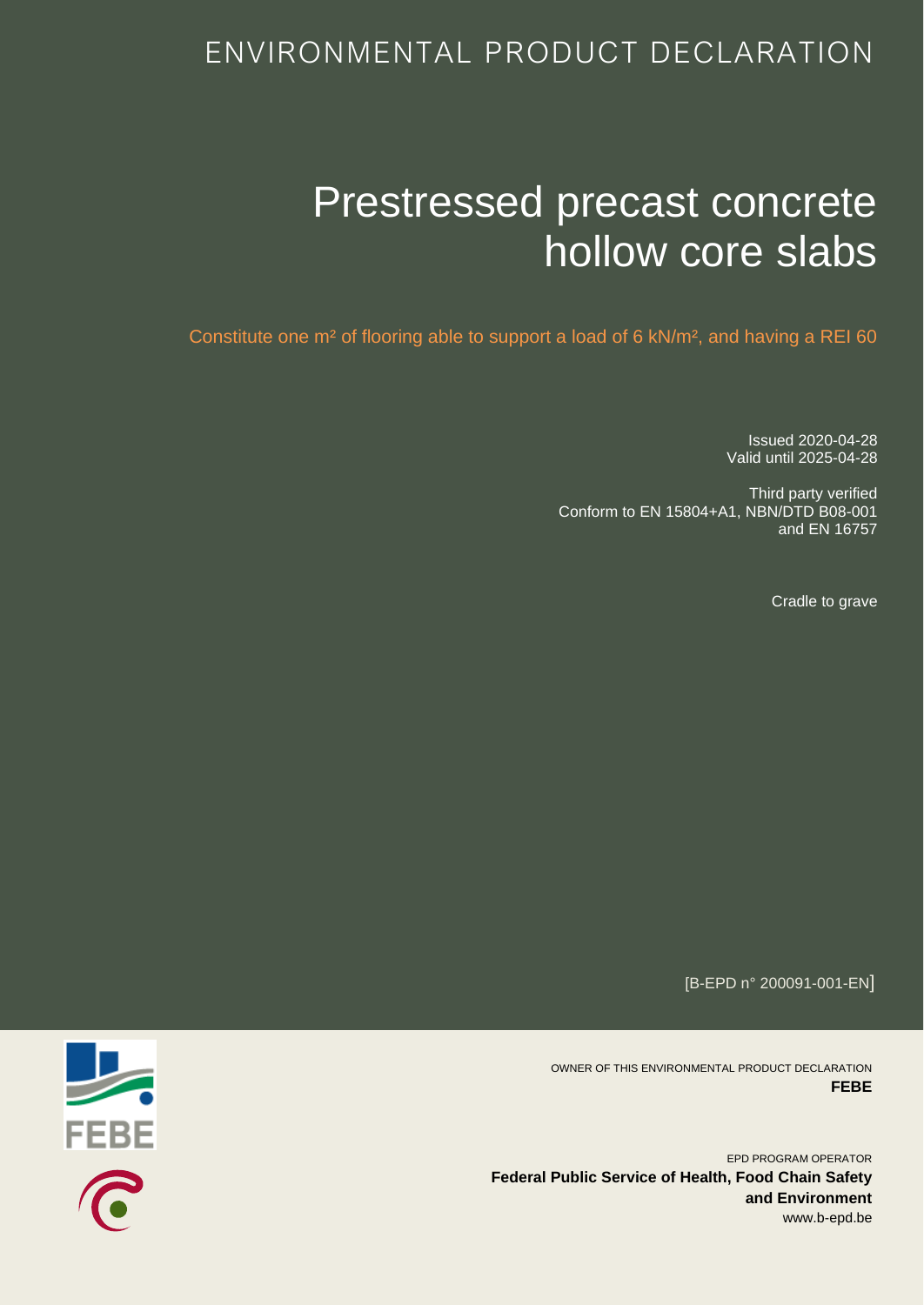ENVIRONMENTAL PRODUCT DECLARATION

# Prestressed precast concrete hollow core slabs

Constitute one m² of flooring able to support a load of 6 kN/m², and having a REI 60

Issued 2020-04-28
Valid until 2025-04-28

Third party verified
Conform to EN 15804+A1, NBN/DTD B08-001 and EN 16757

Cradle to grave

[B-EPD n° 200091-001-EN]

OWNER OF THIS ENVIRONMENTAL PRODUCT DECLARATION
**FEBE**

EPD PROGRAM OPERATOR
**Federal Public Service of Health, Food Chain Safety and Environment**
www.b-epd.be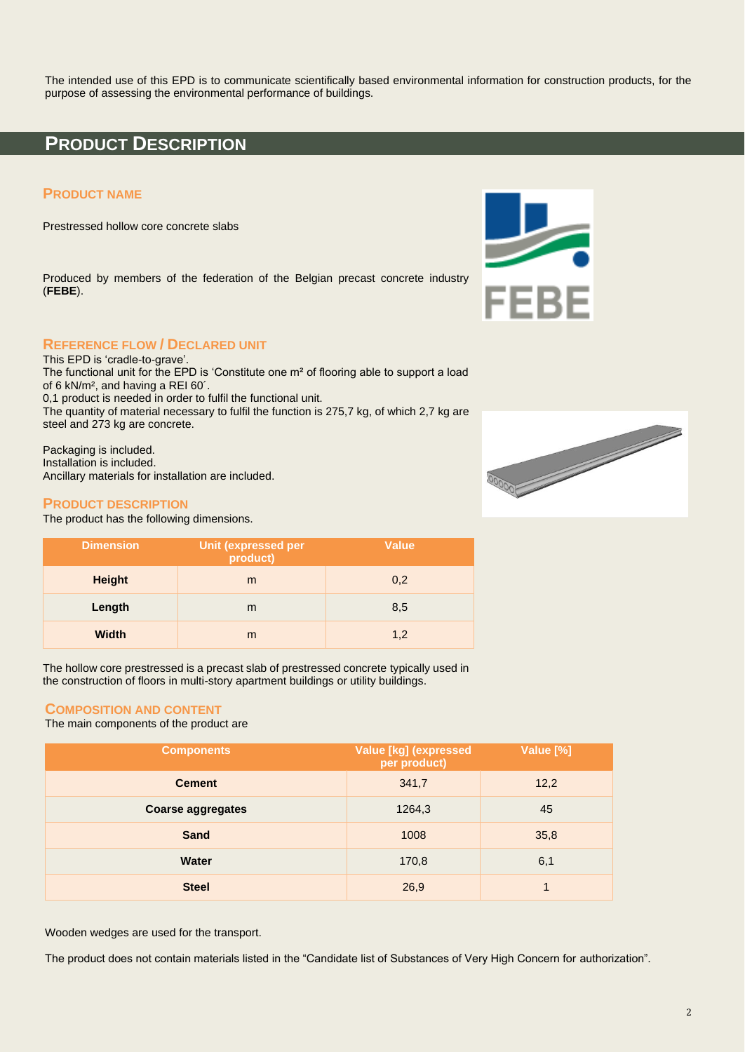The intended use of this EPD is to communicate scientifically based environmental information for construction products, for the purpose of assessing the environmental performance of buildings.

# Product Description

## Product name

Prestressed hollow core concrete slabs

Produced by members of the federation of the Belgian precast concrete industry (**FEBE**).

## Reference flow / Declared unit

This EPD is 'cradle-to-grave'.
The functional unit for the EPD is 'Constitute one m² of flooring able to support a load of 6 kN/m², and having a REI 60´.
0,1 product is needed in order to fulfil the functional unit.
The quantity of material necessary to fulfil the function is 275,7 kg, of which 2,7 kg are steel and 273 kg are concrete.

Packaging is included.
Installation is included.
Ancillary materials for installation are included.

## Product description

The product has the following dimensions.

| Dimension | Unit (expressed per product) | Value |
|---|---|---|
| **Height** | m | 0,2 |
| **Length** | m | 8,5 |
| **Width** | m | 1,2 |

The hollow core prestressed is a precast slab of prestressed concrete typically used in the construction of floors in multi-story apartment buildings or utility buildings.

## Composition and content

The main components of the product are

| Components | Value [kg] (expressed per product) | Value [%] |
|---|---|---|
| **Cement** | 341,7 | 12,2 |
| **Coarse aggregates** | 1264,3 | 45 |
| **Sand** | 1008 | 35,8 |
| **Water** | 170,8 | 6,1 |
| **Steel** | 26,9 | 1 |

Wooden wedges are used for the transport.

The product does not contain materials listed in the "Candidate list of Substances of Very High Concern for authorization".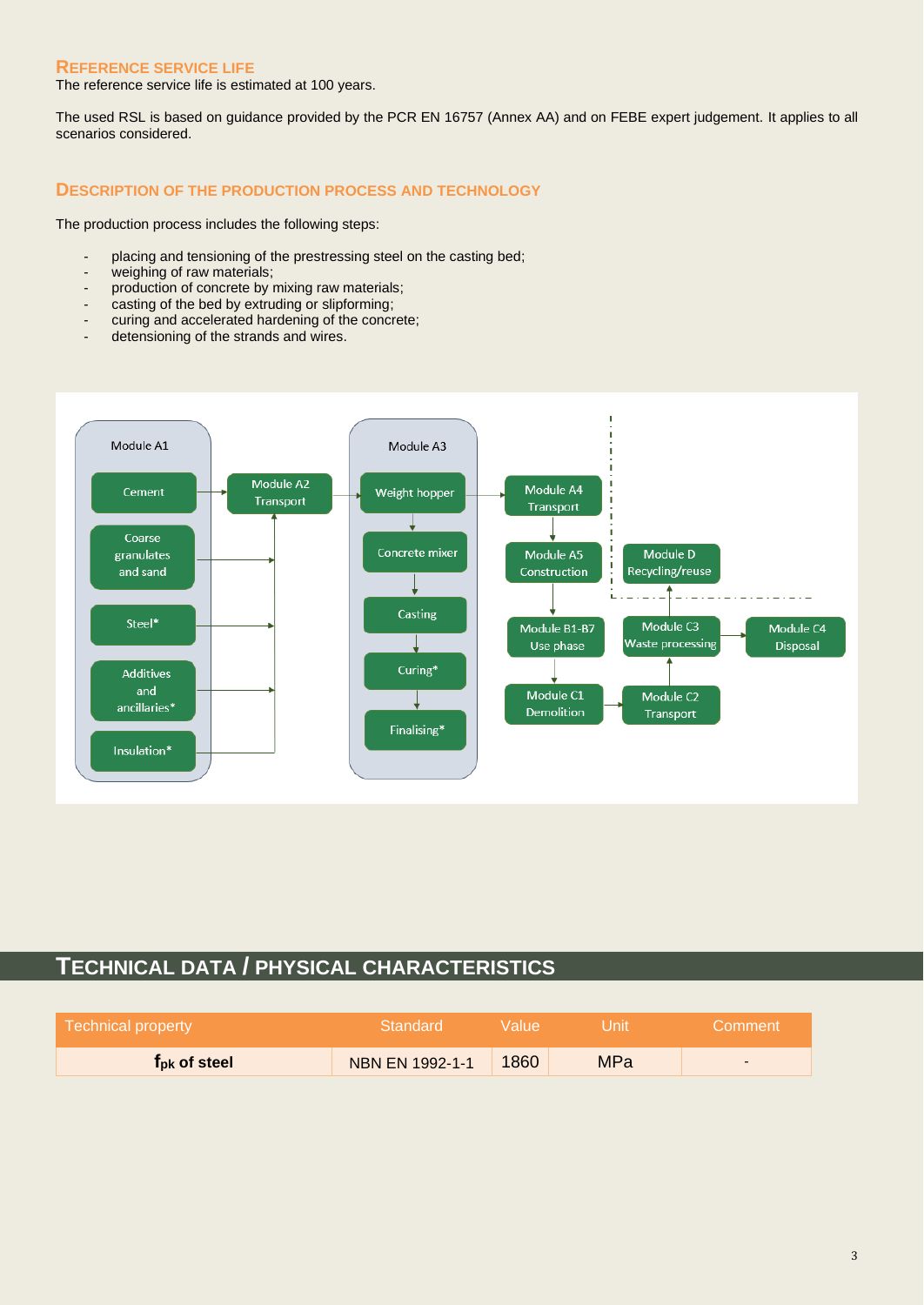## Reference service life

The reference service life is estimated at 100 years.

The used RSL is based on guidance provided by the PCR EN 16757 (Annex AA) and on FEBE expert judgement. It applies to all scenarios considered.

## Description of the production process and technology

The production process includes the following steps:

- placing and tensioning of the prestressing steel on the casting bed;
- weighing of raw materials;
- production of concrete by mixing raw materials;
- casting of the bed by extruding or slipforming;
- curing and accelerated hardening of the concrete;
- detensioning of the strands and wires.

# Technical data / physical characteristics

| Technical property | Standard | Value | Unit | Comment |
| --- | --- | --- | --- | --- |
| **$f_{pk}$ of steel** | NBN EN 1992-1-1 | 1860 | MPa | - |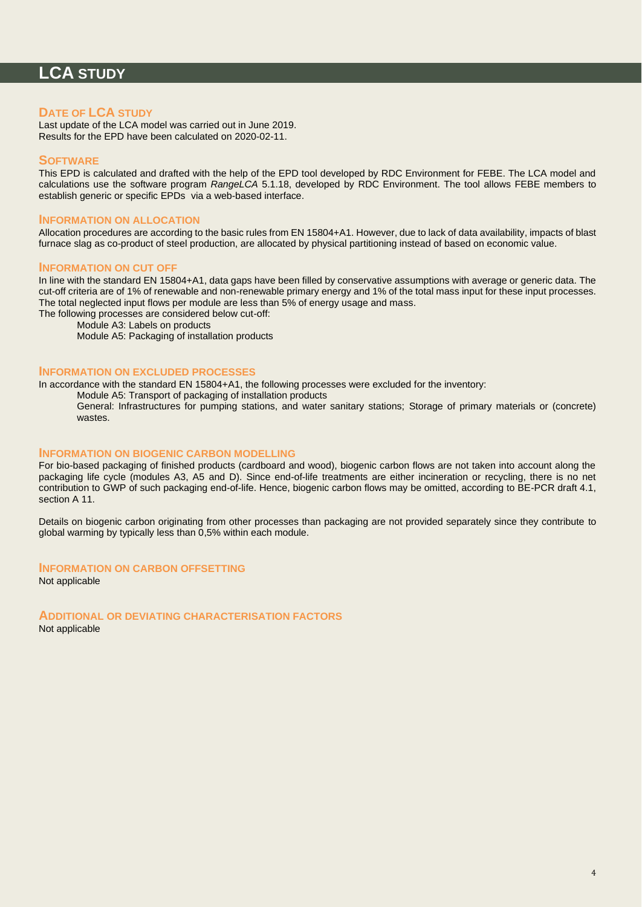# LCA STUDY

## DATE OF LCA STUDY

Last update of the LCA model was carried out in June 2019.
Results for the EPD have been calculated on 2020-02-11.

## SOFTWARE

This EPD is calculated and drafted with the help of the EPD tool developed by RDC Environment for FEBE. The LCA model and calculations use the software program *RangeLCA* 5.1.18, developed by RDC Environment. The tool allows FEBE members to establish generic or specific EPDs via a web-based interface.

## INFORMATION ON ALLOCATION

Allocation procedures are according to the basic rules from EN 15804+A1. However, due to lack of data availability, impacts of blast furnace slag as co-product of steel production, are allocated by physical partitioning instead of based on economic value.

## INFORMATION ON CUT OFF

In line with the standard EN 15804+A1, data gaps have been filled by conservative assumptions with average or generic data. The cut-off criteria are of 1% of renewable and non-renewable primary energy and 1% of the total mass input for these input processes. The total neglected input flows per module are less than 5% of energy usage and mass.
The following processes are considered below cut-off:

Module A3: Labels on products
Module A5: Packaging of installation products

## INFORMATION ON EXCLUDED PROCESSES

In accordance with the standard EN 15804+A1, the following processes were excluded for the inventory:

Module A5: Transport of packaging of installation products
General: Infrastructures for pumping stations, and water sanitary stations; Storage of primary materials or (concrete) wastes.

## INFORMATION ON BIOGENIC CARBON MODELLING

For bio-based packaging of finished products (cardboard and wood), biogenic carbon flows are not taken into account along the packaging life cycle (modules A3, A5 and D). Since end-of-life treatments are either incineration or recycling, there is no net contribution to GWP of such packaging end-of-life. Hence, biogenic carbon flows may be omitted, according to BE-PCR draft 4.1, section A 11.

Details on biogenic carbon originating from other processes than packaging are not provided separately since they contribute to global warming by typically less than 0,5% within each module.

## INFORMATION ON CARBON OFFSETTING

Not applicable

## ADDITIONAL OR DEVIATING CHARACTERISATION FACTORS

Not applicable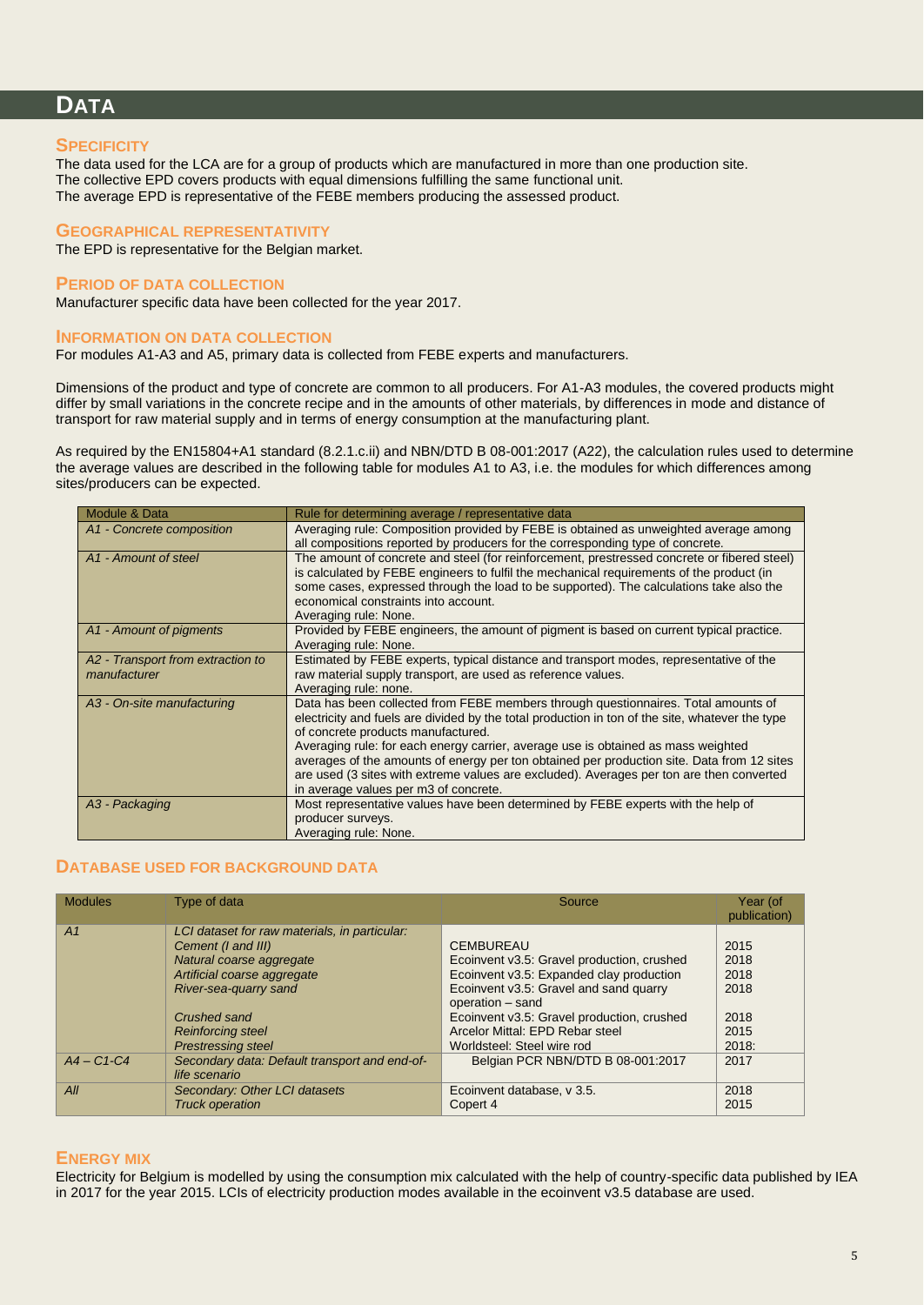# DATA

## SPECIFICITY

The data used for the LCA are for a group of products which are manufactured in more than one production site.
The collective EPD covers products with equal dimensions fulfilling the same functional unit.
The average EPD is representative of the FEBE members producing the assessed product.

## GEOGRAPHICAL REPRESENTATIVITY

The EPD is representative for the Belgian market.

## PERIOD OF DATA COLLECTION

Manufacturer specific data have been collected for the year 2017.

## INFORMATION ON DATA COLLECTION

For modules A1-A3 and A5, primary data is collected from FEBE experts and manufacturers.

Dimensions of the product and type of concrete are common to all producers. For A1-A3 modules, the covered products might differ by small variations in the concrete recipe and in the amounts of other materials, by differences in mode and distance of transport for raw material supply and in terms of energy consumption at the manufacturing plant.

As required by the EN15804+A1 standard (8.2.1.c.ii) and NBN/DTD B 08-001:2017 (A22), the calculation rules used to determine the average values are described in the following table for modules A1 to A3, i.e. the modules for which differences among sites/producers can be expected.

| Module & Data | Rule for determining average / representative data |
|---|---|
| *A1 - Concrete composition* | Averaging rule: Composition provided by FEBE is obtained as unweighted average among all compositions reported by producers for the corresponding type of concrete. |
| *A1 - Amount of steel* | The amount of concrete and steel (for reinforcement, prestressed concrete or fibered steel) is calculated by FEBE engineers to fulfil the mechanical requirements of the product (in some cases, expressed through the load to be supported). The calculations take also the economical constraints into account.<br>Averaging rule: None. |
| *A1 - Amount of pigments* | Provided by FEBE engineers, the amount of pigment is based on current typical practice.<br>Averaging rule: None. |
| *A2 - Transport from extraction to manufacturer* | Estimated by FEBE experts, typical distance and transport modes, representative of the raw material supply transport, are used as reference values.<br>Averaging rule: none. |
| *A3 - On-site manufacturing* | Data has been collected from FEBE members through questionnaires. Total amounts of electricity and fuels are divided by the total production in ton of the site, whatever the type of concrete products manufactured.<br>Averaging rule: for each energy carrier, average use is obtained as mass weighted averages of the amounts of energy per ton obtained per production site. Data from 12 sites are used (3 sites with extreme values are excluded). Averages per ton are then converted in average values per m3 of concrete. |
| *A3 - Packaging* | Most representative values have been determined by FEBE experts with the help of producer surveys.<br>Averaging rule: None. |

## DATABASE USED FOR BACKGROUND DATA

| Modules | Type of data | Source | Year (of publication) |
|---|---|---|---|
| *A1* | *LCI dataset for raw materials, in particular:*<br>*Cement (I and III)*<br>*Natural coarse aggregate*<br>*Artificial coarse aggregate*<br>*River-sea-quarry sand*<br>*Crushed sand*<br>*Reinforcing steel*<br>*Prestressing steel* | <br>CEMBUREAU<br>Ecoinvent v3.5: Gravel production, crushed<br>Ecoinvent v3.5: Expanded clay production<br>Ecoinvent v3.5: Gravel and sand quarry operation – sand<br>Ecoinvent v3.5: Gravel production, crushed<br>Arcelor Mittal: EPD Rebar steel<br>Worldsteel: Steel wire rod | <br>2015<br>2018<br>2018<br>2018<br>2018<br>2015<br>2018: |
| *A4 – C1-C4* | *Secondary data: Default transport and end-of-life scenario* | Belgian PCR NBN/DTD B 08-001:2017 | 2017 |
| *All* | *Secondary: Other LCI datasets*<br>*Truck operation* | Ecoinvent database, v 3.5.<br>Copert 4 | 2018<br>2015 |

## ENERGY MIX

Electricity for Belgium is modelled by using the consumption mix calculated with the help of country-specific data published by IEA in 2017 for the year 2015. LCIs of electricity production modes available in the ecoinvent v3.5 database are used.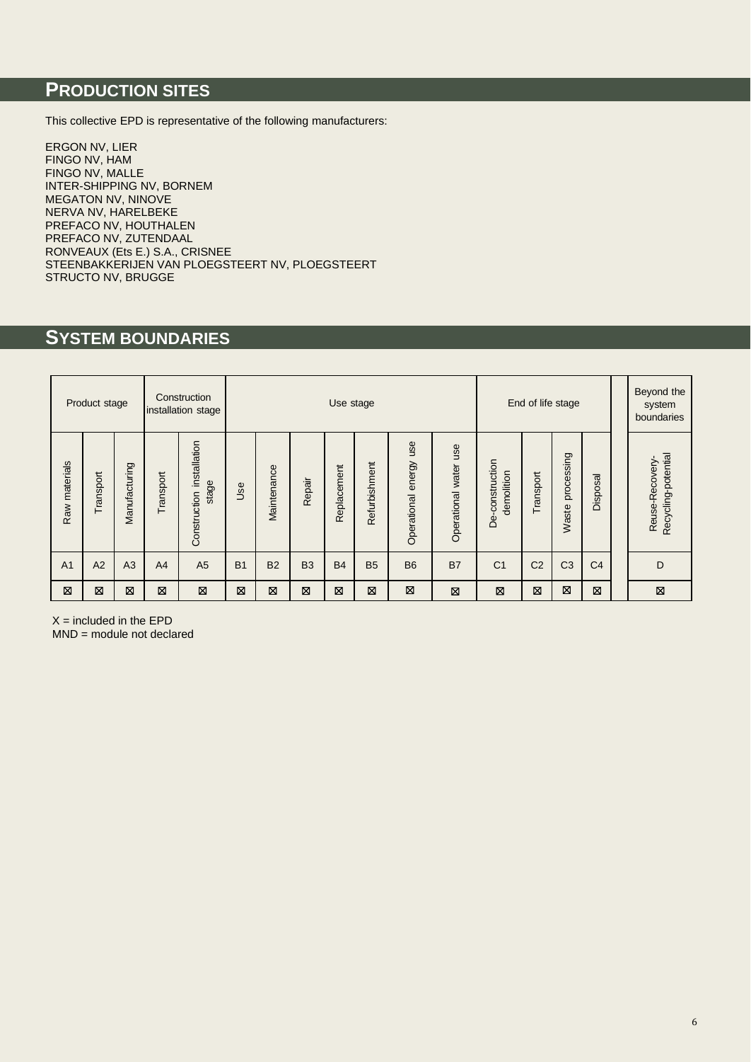## PRODUCTION SITES

This collective EPD is representative of the following manufacturers:

ERGON NV, LIER
FINGO NV, HAM
FINGO NV, MALLE
INTER-SHIPPING NV, BORNEM
MEGATON NV, NINOVE
NERVA NV, HARELBEKE
PREFACO NV, HOUTHALEN
PREFACO NV, ZUTENDAAL
RONVEAUX (Ets E.) S.A., CRISNEE
STEENBAKKERIJEN VAN PLOEGSTEERT NV, PLOEGSTEERT
STRUCTO NV, BRUGGE

## SYSTEM BOUNDARIES

| Product stage | | | Construction installation stage | | Use stage | | | | | | | End of life stage | | | | Beyond the system boundaries |
|---|---|---|---|---|---|---|---|---|---|---|---|---|---|---|---|---|
| Raw materials | Transport | Manufacturing | Transport | Construction installation stage | Use | Maintenance | Repair | Replacement | Refurbishment | Operational energy use | Operational water use | De-construction demolition | Transport | Waste processing | Disposal | Reuse-Recovery-Recycling-potential |
| A1 | A2 | A3 | A4 | A5 | B1 | B2 | B3 | B4 | B5 | B6 | B7 | C1 | C2 | C3 | C4 | D |
| ⊠ | ⊠ | ⊠ | ⊠ | ⊠ | ⊠ | ⊠ | ⊠ | ⊠ | ⊠ | ⊠ | ⊠ | ⊠ | ⊠ | ⊠ | ⊠ | ⊠ |

X = included in the EPD
MND = module not declared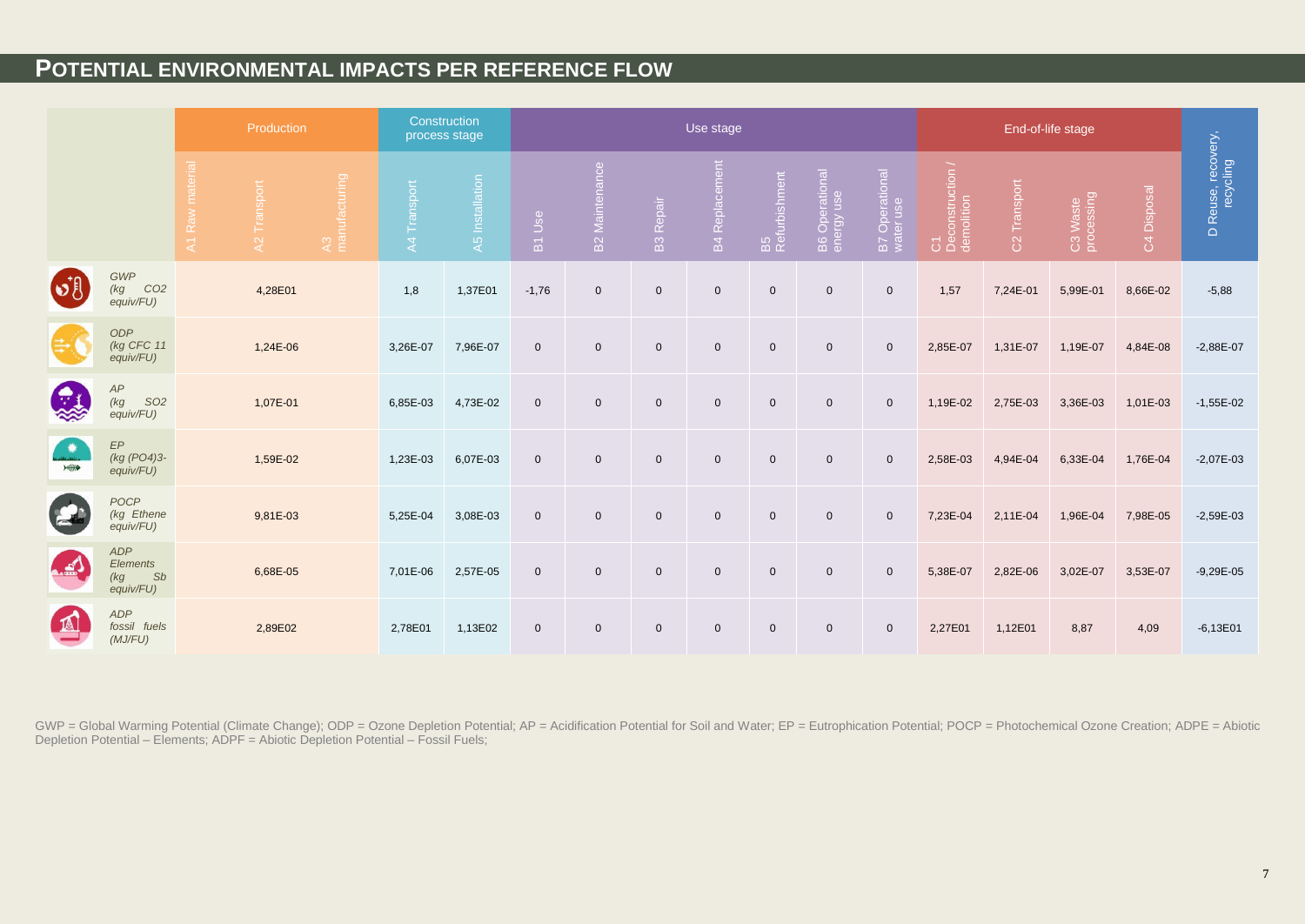# POTENTIAL ENVIRONMENTAL IMPACTS PER REFERENCE FLOW

| | Production | | | Construction process stage | | Use stage | | | | | | | End-of-life stage | | | | D Reuse, recovery, recycling |
|---|---|---|---|---|---|---|---|---|---|---|---|---|---|---|---|---|---|
| | A1 Raw material | A2 Transport | A3 manufacturing | A4 Transport | A5 Installation | B1 Use | B2 Maintenance | B3 Repair | B4 Replacement | B5 Refurbishment | B6 Operational energy use | B7 Operational water use | C1 Deconstruction / demolition | C2 Transport | C3 Waste processing | C4 Disposal | |
| *GWP (kg $CO_2$ equiv/FU)* | 4,28E01 | | | 1,8 | 1,37E01 | -1,76 | 0 | 0 | 0 | 0 | 0 | 0 | 1,57 | 7,24E-01 | 5,99E-01 | 8,66E-02 | -5,88 |
| *ODP (kg CFC 11 equiv/FU)* | 1,24E-06 | | | 3,26E-07 | 7,96E-07 | 0 | 0 | 0 | 0 | 0 | 0 | 0 | 2,85E-07 | 1,31E-07 | 1,19E-07 | 4,84E-08 | -2,88E-07 |
| *AP (kg $SO_2$ equiv/FU)* | 1,07E-01 | | | 6,85E-03 | 4,73E-02 | 0 | 0 | 0 | 0 | 0 | 0 | 0 | 1,19E-02 | 2,75E-03 | 3,36E-03 | 1,01E-03 | -1,55E-02 |
| *EP (kg $(PO_4)^{3-}$ equiv/FU)* | 1,59E-02 | | | 1,23E-03 | 6,07E-03 | 0 | 0 | 0 | 0 | 0 | 0 | 0 | 2,58E-03 | 4,94E-04 | 6,33E-04 | 1,76E-04 | -2,07E-03 |
| *POCP (kg Ethene equiv/FU)* | 9,81E-03 | | | 5,25E-04 | 3,08E-03 | 0 | 0 | 0 | 0 | 0 | 0 | 0 | 7,23E-04 | 2,11E-04 | 1,96E-04 | 7,98E-05 | -2,59E-03 |
| *ADP Elements (kg Sb equiv/FU)* | 6,68E-05 | | | 7,01E-06 | 2,57E-05 | 0 | 0 | 0 | 0 | 0 | 0 | 0 | 5,38E-07 | 2,82E-06 | 3,02E-07 | 3,53E-07 | -9,29E-05 |
| *ADP fossil fuels (MJ/FU)* | 2,89E02 | | | 2,78E01 | 1,13E02 | 0 | 0 | 0 | 0 | 0 | 0 | 0 | 2,27E01 | 1,12E01 | 8,87 | 4,09 | -6,13E01 |

GWP = Global Warming Potential (Climate Change); ODP = Ozone Depletion Potential; AP = Acidification Potential for Soil and Water; EP = Eutrophication Potential; POCP = Photochemical Ozone Creation; ADPE = Abiotic Depletion Potential – Elements; ADPF = Abiotic Depletion Potential – Fossil Fuels;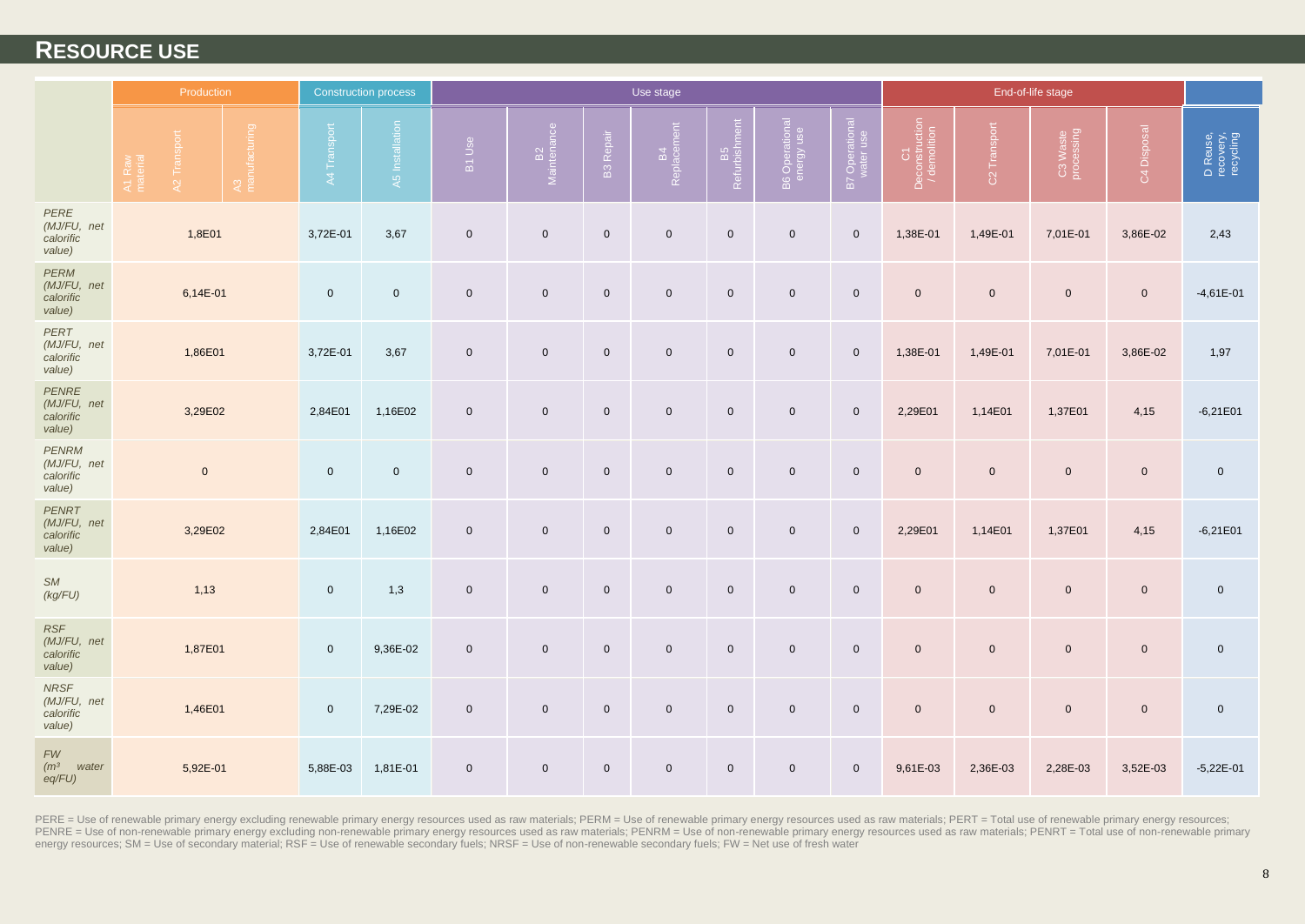## RESOURCE USE

| | Production | | | Construction process | | Use stage | | | | | | | End-of-life stage | | | | |
|---|---|---|---|---|---|---|---|---|---|---|---|---|---|---|---|---|---|
| | A1 Raw material | A2 Transport | A3 manufacturing | A4 Transport | A5 Installation | B1 Use | B2 Maintenance | B3 Repair | B4 Replacement | B5 Refurbishment | B6 Operational energy use | B7 Operational water use | C1 Deconstruction / demolition | C2 Transport | C3 Waste processing | C4 Disposal | D Reuse, recovery, recycling |
| *PERE (MJ/FU, net calorific value)* | 1,8E01 | | | 3,72E-01 | 3,67 | 0 | 0 | 0 | 0 | 0 | 0 | 0 | 1,38E-01 | 1,49E-01 | 7,01E-01 | 3,86E-02 | 2,43 |
| *PERM (MJ/FU, net calorific value)* | 6,14E-01 | | | 0 | 0 | 0 | 0 | 0 | 0 | 0 | 0 | 0 | 0 | 0 | 0 | 0 | -4,61E-01 |
| *PERT (MJ/FU, net calorific value)* | 1,86E01 | | | 3,72E-01 | 3,67 | 0 | 0 | 0 | 0 | 0 | 0 | 0 | 1,38E-01 | 1,49E-01 | 7,01E-01 | 3,86E-02 | 1,97 |
| *PENRE (MJ/FU, net calorific value)* | 3,29E02 | | | 2,84E01 | 1,16E02 | 0 | 0 | 0 | 0 | 0 | 0 | 0 | 2,29E01 | 1,14E01 | 1,37E01 | 4,15 | -6,21E01 |
| *PENRM (MJ/FU, net calorific value)* | 0 | | | 0 | 0 | 0 | 0 | 0 | 0 | 0 | 0 | 0 | 0 | 0 | 0 | 0 | 0 |
| *PENRT (MJ/FU, net calorific value)* | 3,29E02 | | | 2,84E01 | 1,16E02 | 0 | 0 | 0 | 0 | 0 | 0 | 0 | 2,29E01 | 1,14E01 | 1,37E01 | 4,15 | -6,21E01 |
| *SM (kg/FU)* | 1,13 | | | 0 | 1,3 | 0 | 0 | 0 | 0 | 0 | 0 | 0 | 0 | 0 | 0 | 0 | 0 |
| *RSF (MJ/FU, net calorific value)* | 1,87E01 | | | 0 | 9,36E-02 | 0 | 0 | 0 | 0 | 0 | 0 | 0 | 0 | 0 | 0 | 0 | 0 |
| *NRSF (MJ/FU, net calorific value)* | 1,46E01 | | | 0 | 7,29E-02 | 0 | 0 | 0 | 0 | 0 | 0 | 0 | 0 | 0 | 0 | 0 | 0 |
| *FW ($m^3$ water eq/FU)* | 5,92E-01 | | | 5,88E-03 | 1,81E-01 | 0 | 0 | 0 | 0 | 0 | 0 | 0 | 9,61E-03 | 2,36E-03 | 2,28E-03 | 3,52E-03 | -5,22E-01 |

PERE = Use of renewable primary energy excluding renewable primary energy resources used as raw materials; PERM = Use of renewable primary energy resources used as raw materials; PERT = Total use of renewable primary energy resources; PENRE = Use of non-renewable primary energy excluding non-renewable primary energy resources used as raw materials; PENRM = Use of non-renewable primary energy resources used as raw materials; PENRT = Total use of non-renewable primary energy resources; SM = Use of secondary material; RSF = Use of renewable secondary fuels; NRSF = Use of non-renewable secondary fuels; FW = Net use of fresh water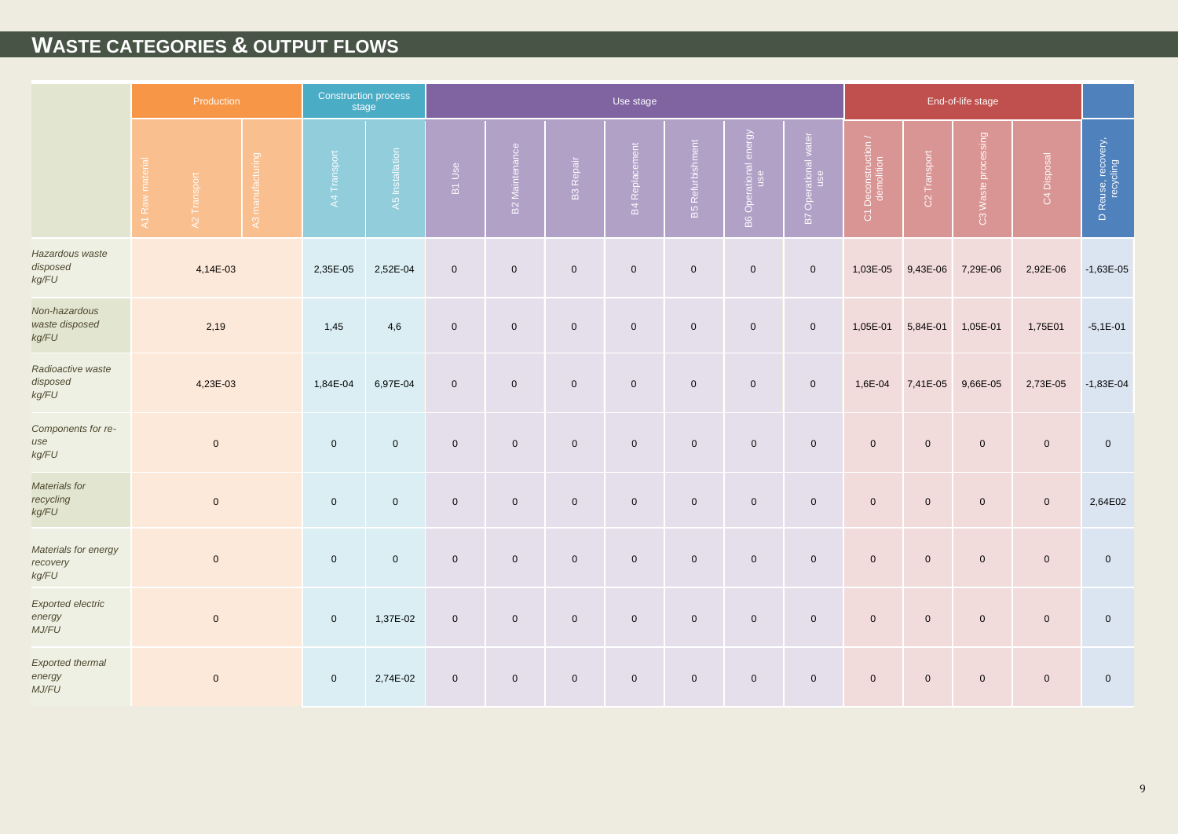# WASTE CATEGORIES & OUTPUT FLOWS

| | Production | | | Construction process stage | | Use stage | | | | | | | End-of-life stage | | | | |
|---|---|---|---|---|---|---|---|---|---|---|---|---|---|---|---|---|---|
| | A1 Raw material | A2 Transport | A3 manufacturing | A4 Transport | A5 Installation | B1 Use | B2 Maintenance | B3 Repair | B4 Replacement | B5 Refurbishment | B6 Operational energy use | B7 Operational water use | C1 Deconstruction / demolition | C2 Transport | C3 Waste processing | C4 Disposal | D Reuse, recovery, recycling |
| *Hazardous waste disposed kg/FU* | 4,14E-03 | | | 2,35E-05 | 2,52E-04 | 0 | 0 | 0 | 0 | 0 | 0 | 0 | 1,03E-05 | 9,43E-06 | 7,29E-06 | 2,92E-06 | -1,63E-05 |
| *Non-hazardous waste disposed kg/FU* | 2,19 | | | 1,45 | 4,6 | 0 | 0 | 0 | 0 | 0 | 0 | 0 | 1,05E-01 | 5,84E-01 | 1,05E-01 | 1,75E01 | -5,1E-01 |
| *Radioactive waste disposed kg/FU* | 4,23E-03 | | | 1,84E-04 | 6,97E-04 | 0 | 0 | 0 | 0 | 0 | 0 | 0 | 1,6E-04 | 7,41E-05 | 9,66E-05 | 2,73E-05 | -1,83E-04 |
| *Components for re-use kg/FU* | 0 | | | 0 | 0 | 0 | 0 | 0 | 0 | 0 | 0 | 0 | 0 | 0 | 0 | 0 | 0 |
| *Materials for recycling kg/FU* | 0 | | | 0 | 0 | 0 | 0 | 0 | 0 | 0 | 0 | 0 | 0 | 0 | 0 | 0 | 2,64E02 |
| *Materials for energy recovery kg/FU* | 0 | | | 0 | 0 | 0 | 0 | 0 | 0 | 0 | 0 | 0 | 0 | 0 | 0 | 0 | 0 |
| *Exported electric energy MJ/FU* | 0 | | | 0 | 1,37E-02 | 0 | 0 | 0 | 0 | 0 | 0 | 0 | 0 | 0 | 0 | 0 | 0 |
| *Exported thermal energy MJ/FU* | 0 | | | 0 | 2,74E-02 | 0 | 0 | 0 | 0 | 0 | 0 | 0 | 0 | 0 | 0 | 0 | 0 |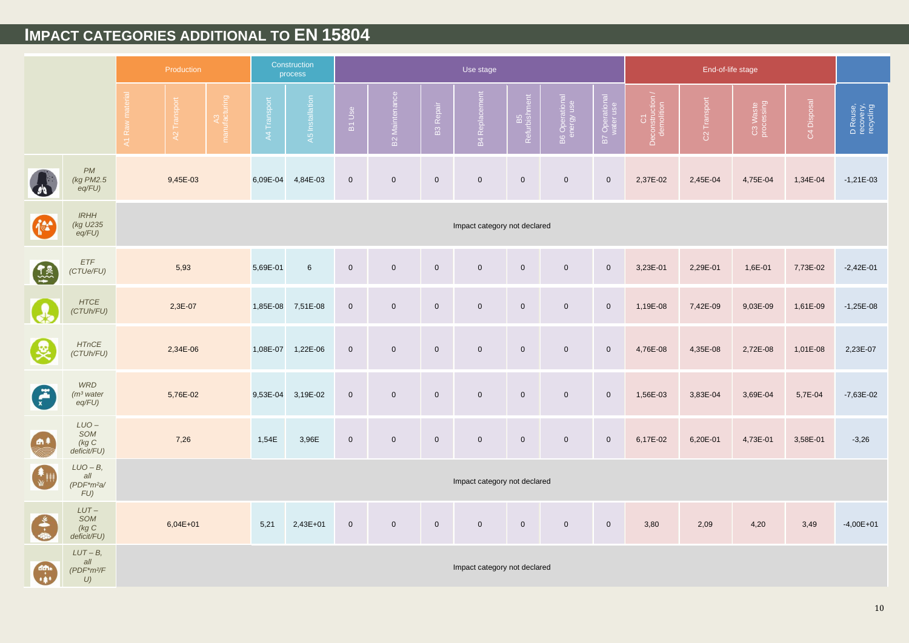# IMPACT CATEGORIES ADDITIONAL TO EN 15804

| | Production | | | Construction process | | Use stage | | | | | | | End-of-life stage | | | | |
|---|---|---|---|---|---|---|---|---|---|---|---|---|---|---|---|---|---|
| | A1 Raw material | A2 Transport | A3 manufacturing | A4 Transport | A5 Installation | B1 Use | B2 Maintenance | B3 Repair | B4 Replacement | B5 Refurbishment | B6 Operational energy use | B7 Operational water use | C1 Deconstruction / demolition | C2 Transport | C3 Waste processing | C4 Disposal | D Reuse, recovery, recycling |
| *PM (kg PM2.5 eq/FU)* | 9,45E-03 | | | 6,09E-04 | 4,84E-03 | 0 | 0 | 0 | 0 | 0 | 0 | 0 | 2,37E-02 | 2,45E-04 | 4,75E-04 | 1,34E-04 | -1,21E-03 |
| *IRHH (kg U235 eq/FU)* | Impact category not declared | | | | | | | | | | | | | | | | |
| *ETF (CTUe/FU)* | 5,93 | | | 5,69E-01 | 6 | 0 | 0 | 0 | 0 | 0 | 0 | 0 | 3,23E-01 | 2,29E-01 | 1,6E-01 | 7,73E-02 | -2,42E-01 |
| *HTCE (CTUh/FU)* | 2,3E-07 | | | 1,85E-08 | 7,51E-08 | 0 | 0 | 0 | 0 | 0 | 0 | 0 | 1,19E-08 | 7,42E-09 | 9,03E-09 | 1,61E-09 | -1,25E-08 |
| *HTnCE (CTUh/FU)* | 2,34E-06 | | | 1,08E-07 | 1,22E-06 | 0 | 0 | 0 | 0 | 0 | 0 | 0 | 4,76E-08 | 4,35E-08 | 2,72E-08 | 1,01E-08 | 2,23E-07 |
| *WRD (m³ water eq/FU)* | 5,76E-02 | | | 9,53E-04 | 3,19E-02 | 0 | 0 | 0 | 0 | 0 | 0 | 0 | 1,56E-03 | 3,83E-04 | 3,69E-04 | 5,7E-04 | -7,63E-02 |
| *LUO – SOM (kg C deficit/FU)* | 7,26 | | | 1,54E | 3,96E | 0 | 0 | 0 | 0 | 0 | 0 | 0 | 6,17E-02 | 6,20E-01 | 4,73E-01 | 3,58E-01 | -3,26 |
| *LUO – B, all (PDF\*m²a/ FU)* | Impact category not declared | | | | | | | | | | | | | | | | |
| *LUT – SOM (kg C deficit/FU)* | 6,04E+01 | | | 5,21 | 2,43E+01 | 0 | 0 | 0 | 0 | 0 | 0 | 0 | 3,80 | 2,09 | 4,20 | 3,49 | -4,00E+01 |
| *LUT – B, all (PDF\*m²/FU)* | Impact category not declared | | | | | | | | | | | | | | | | |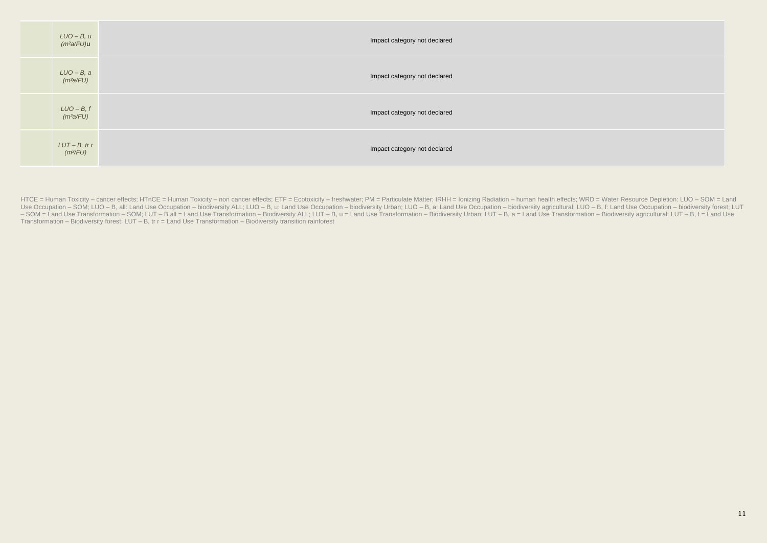| | | |
|---|---|---|
| | *LUO – B, u (m²a/FU)*u | Impact category not declared |
| | *LUO – B, a (m²a/FU)* | Impact category not declared |
| | *LUO – B, f (m²a/FU)* | Impact category not declared |
| | *LUT – B, tr r (m²/FU)* | Impact category not declared |

HTCE = Human Toxicity – cancer effects; HTnCE = Human Toxicity – non cancer effects; ETF = Ecotoxicity – freshwater; PM = Particulate Matter; IRHH = Ionizing Radiation – human health effects; WRD = Water Resource Depletion: LUO – SOM = Land Use Occupation – SOM; LUO – B, all: Land Use Occupation – biodiversity ALL; LUO – B, u: Land Use Occupation – biodiversity Urban; LUO – B, a: Land Use Occupation – biodiversity agricultural; LUO – B, f: Land Use Occupation – biodiversity forest; LUT – SOM = Land Use Transformation – SOM; LUT – B all = Land Use Transformation – Biodiversity ALL; LUT – B, u = Land Use Transformation – Biodiversity Urban; LUT – B, a = Land Use Transformation – Biodiversity agricultural; LUT – B, f = Land Use Transformation – Biodiversity forest; LUT – B, tr r = Land Use Transformation – Biodiversity transition rainforest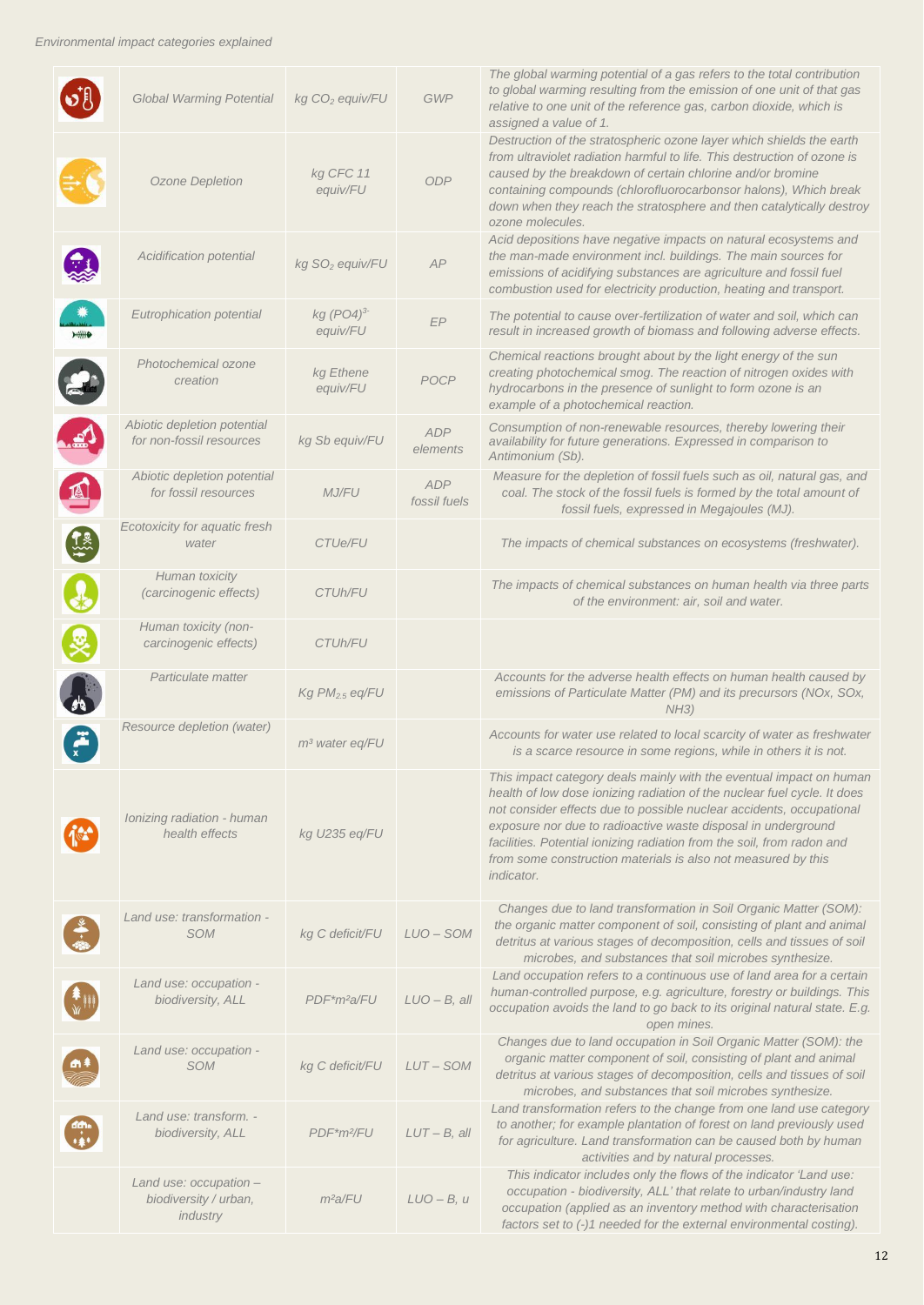*Environmental impact categories explained*

| | | | | |
|---|---|---|---|---|
| | Global Warming Potential | kg $CO_2$ equiv/FU | GWP | The global warming potential of a gas refers to the total contribution to global warming resulting from the emission of one unit of that gas relative to one unit of the reference gas, carbon dioxide, which is assigned a value of 1. |
| | Ozone Depletion | kg CFC 11 equiv/FU | ODP | Destruction of the stratospheric ozone layer which shields the earth from ultraviolet radiation harmful to life. This destruction of ozone is caused by the breakdown of certain chlorine and/or bromine containing compounds (chlorofluorocarbonsor halons), Which break down when they reach the stratosphere and then catalytically destroy ozone molecules. |
| | Acidification potential | kg $SO_2$ equiv/FU | AP | Acid depositions have negative impacts on natural ecosystems and the man-made environment incl. buildings. The main sources for emissions of acidifying substances are agriculture and fossil fuel combustion used for electricity production, heating and transport. |
| | Eutrophication potential | kg $(PO4)^{3-}$ equiv/FU | EP | The potential to cause over-fertilization of water and soil, which can result in increased growth of biomass and following adverse effects. |
| | Photochemical ozone creation | kg Ethene equiv/FU | POCP | Chemical reactions brought about by the light energy of the sun creating photochemical smog. The reaction of nitrogen oxides with hydrocarbons in the presence of sunlight to form ozone is an example of a photochemical reaction. |
| | Abiotic depletion potential for non-fossil resources | kg Sb equiv/FU | ADP elements | Consumption of non-renewable resources, thereby lowering their availability for future generations. Expressed in comparison to Antimonium (Sb). |
| | Abiotic depletion potential for fossil resources | MJ/FU | ADP fossil fuels | Measure for the depletion of fossil fuels such as oil, natural gas, and coal. The stock of the fossil fuels is formed by the total amount of fossil fuels, expressed in Megajoules (MJ). |
| | Ecotoxicity for aquatic fresh water | CTUe/FU | | The impacts of chemical substances on ecosystems (freshwater). |
| | Human toxicity (carcinogenic effects) | CTUh/FU | | The impacts of chemical substances on human health via three parts of the environment: air, soil and water. |
| | Human toxicity (non-carcinogenic effects) | CTUh/FU | | |
| | Particulate matter | Kg $PM_{2.5}$ eq/FU | | Accounts for the adverse health effects on human health caused by emissions of Particulate Matter (PM) and its precursors (NOx, SOx, NH3) |
| | Resource depletion (water) | $m^3$ water eq/FU | | Accounts for water use related to local scarcity of water as freshwater is a scarce resource in some regions, while in others it is not. |
| | Ionizing radiation - human health effects | kg U235 eq/FU | | This impact category deals mainly with the eventual impact on human health of low dose ionizing radiation of the nuclear fuel cycle. It does not consider effects due to possible nuclear accidents, occupational exposure nor due to radioactive waste disposal in underground facilities. Potential ionizing radiation from the soil, from radon and from some construction materials is also not measured by this indicator. |
| | Land use: transformation - SOM | kg C deficit/FU | LUO – SOM | Changes due to land transformation in Soil Organic Matter (SOM): the organic matter component of soil, consisting of plant and animal detritus at various stages of decomposition, cells and tissues of soil microbes, and substances that soil microbes synthesize. |
| | Land use: occupation - biodiversity, ALL | PDF*m²a/FU | LUO – B, all | Land occupation refers to a continuous use of land area for a certain human-controlled purpose, e.g. agriculture, forestry or buildings. This occupation avoids the land to go back to its original natural state. E.g. open mines. |
| | Land use: occupation - SOM | kg C deficit/FU | LUT – SOM | Changes due to land occupation in Soil Organic Matter (SOM): the organic matter component of soil, consisting of plant and animal detritus at various stages of decomposition, cells and tissues of soil microbes, and substances that soil microbes synthesize. |
| | Land use: transform. - biodiversity, ALL | PDF*m²/FU | LUT – B, all | Land transformation refers to the change from one land use category to another; for example plantation of forest on land previously used for agriculture. Land transformation can be caused both by human activities and by natural processes. |
| | Land use: occupation – biodiversity / urban, industry | m²a/FU | LUO – B, u | This indicator includes only the flows of the indicator 'Land use: occupation - biodiversity, ALL' that relate to urban/industry land occupation (applied as an inventory method with characterisation factors set to (-)1 needed for the external environmental costing). |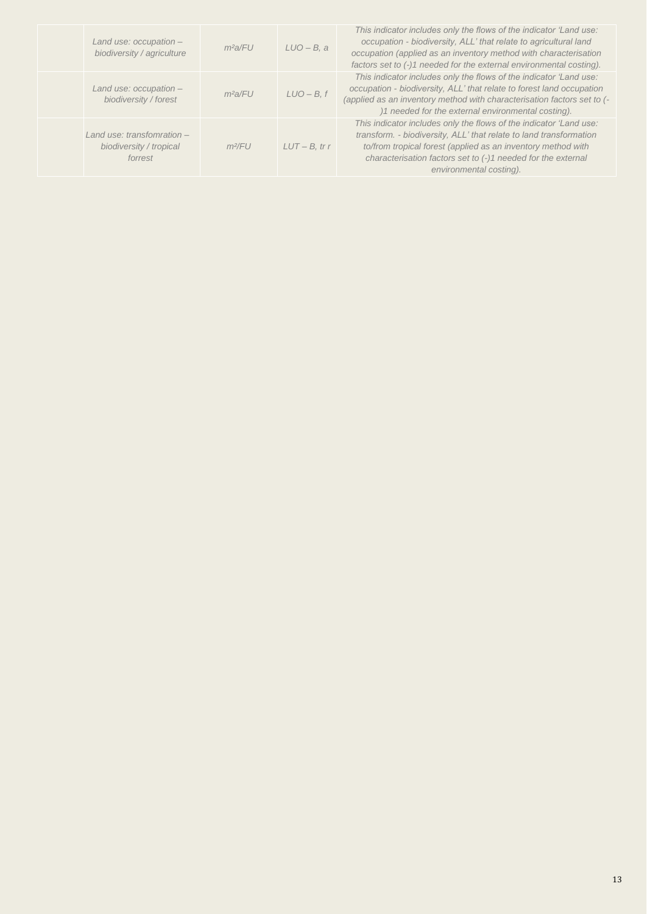|  | *Land use: occupation – biodiversity / agriculture* | *m²a/FU* | *LUO – B, a* | *This indicator includes only the flows of the indicator 'Land use: occupation - biodiversity, ALL' that relate to agricultural land occupation (applied as an inventory method with characterisation factors set to (-)1 needed for the external environmental costing).* |
|---|---|---|---|---|
|  | *Land use: occupation – biodiversity / forest* | *m²a/FU* | *LUO – B, f* | *This indicator includes only the flows of the indicator 'Land use: occupation - biodiversity, ALL' that relate to forest land occupation (applied as an inventory method with characterisation factors set to (-)1 needed for the external environmental costing).* |
|  | *Land use: transfomration – biodiversity / tropical forrest* | *m²/FU* | *LUT – B, tr r* | *This indicator includes only the flows of the indicator 'Land use: transform. - biodiversity, ALL' that relate to land transformation to/from tropical forest (applied as an inventory method with characterisation factors set to (-)1 needed for the external environmental costing).* |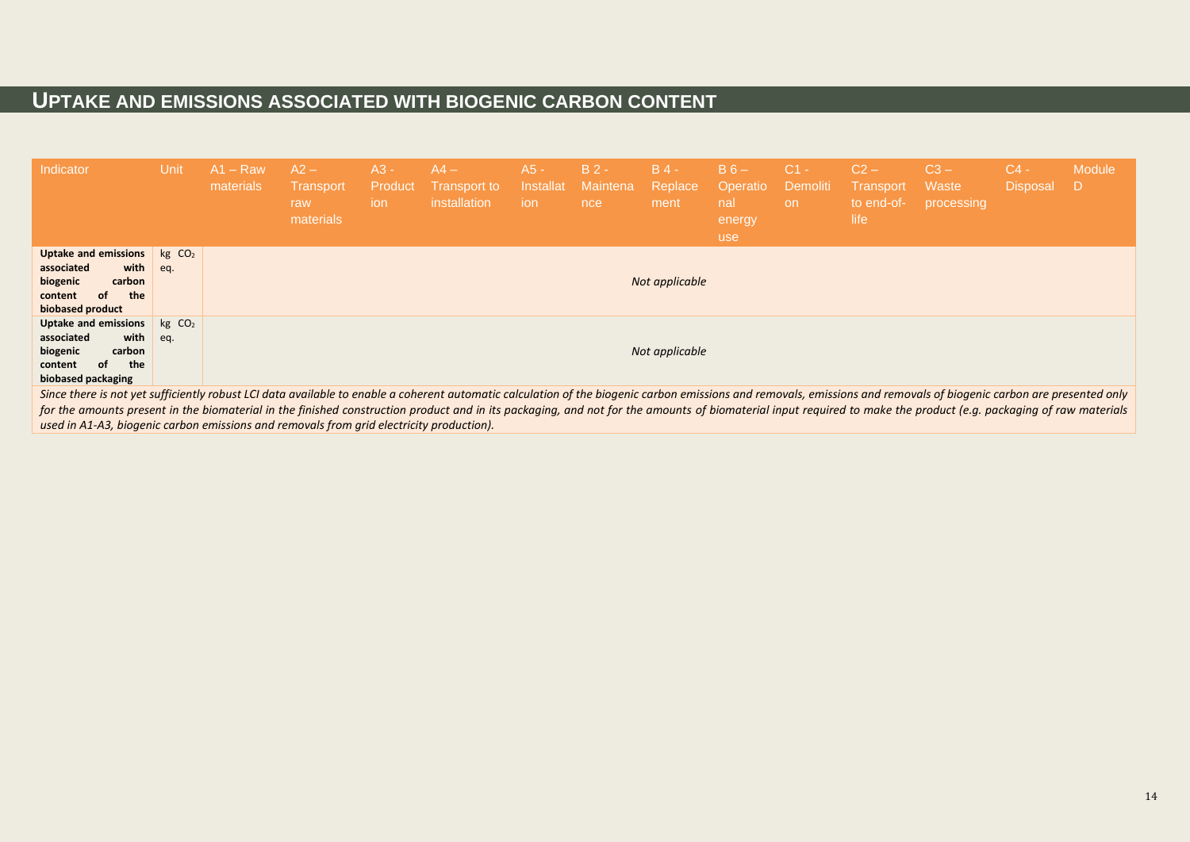## UPTAKE AND EMISSIONS ASSOCIATED WITH BIOGENIC CARBON CONTENT

| Indicator | Unit | A1 – Raw materials | A2 – Transport raw materials | A3 - Production | A4 – Transport to installation | A5 - Installation | B 2 - Maintenance | B 4 - Replacement | B 6 – Operational energy use | C1 - Demolition | C2 – Transport to end-of-life | C3 – Waste processing | C4 - Disposal | Module D |
|---|---|---|---|---|---|---|---|---|---|---|---|---|---|---|
| **Uptake and emissions associated with biogenic carbon content of the biobased product** | kg $CO_2$ eq. | *Not applicable* | | | | | | | | | | | | |
| **Uptake and emissions associated with biogenic carbon content of the biobased packaging** | kg $CO_2$ eq. | *Not applicable* | | | | | | | | | | | | |

*Since there is not yet sufficiently robust LCI data available to enable a coherent automatic calculation of the biogenic carbon emissions and removals, emissions and removals of biogenic carbon are presented only for the amounts present in the biomaterial in the finished construction product and in its packaging, and not for the amounts of biomaterial input required to make the product (e.g. packaging of raw materials used in A1-A3, biogenic carbon emissions and removals from grid electricity production).*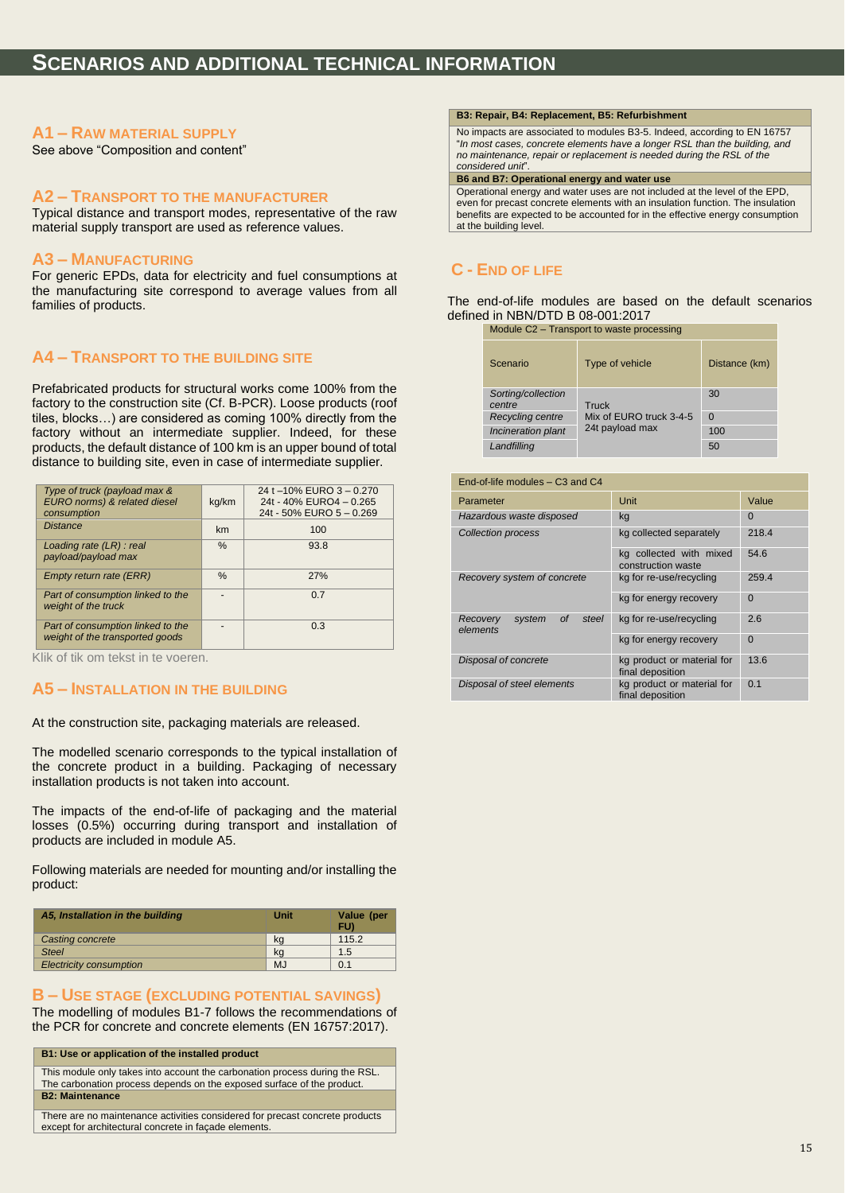# SCENARIOS AND ADDITIONAL TECHNICAL INFORMATION

## A1 – RAW MATERIAL SUPPLY

See above "Composition and content"

## A2 – TRANSPORT TO THE MANUFACTURER

Typical distance and transport modes, representative of the raw material supply transport are used as reference values.

## A3 – MANUFACTURING

For generic EPDs, data for electricity and fuel consumptions at the manufacturing site correspond to average values from all families of products.

## A4 – TRANSPORT TO THE BUILDING SITE

Prefabricated products for structural works come 100% from the factory to the construction site (Cf. B-PCR). Loose products (roof tiles, blocks…) are considered as coming 100% directly from the factory without an intermediate supplier. Indeed, for these products, the default distance of 100 km is an upper bound of total distance to building site, even in case of intermediate supplier.

| Type of truck (payload max & EURO norms) & related diesel consumption | kg/km | 24 t –10% EURO 3 – 0.270<br>24t - 40% EURO4 – 0.265<br>24t - 50% EURO 5 – 0.269 |
|---|---|---|
| Distance | km | 100 |
| Loading rate (LR) : real payload/payload max | % | 93.8 |
| Empty return rate (ERR) | % | 27% |
| Part of consumption linked to the weight of the truck | - | 0.7 |
| Part of consumption linked to the weight of the transported goods | - | 0.3 |

Klik of tik om tekst in te voeren.

## A5 – INSTALLATION IN THE BUILDING

At the construction site, packaging materials are released.

The modelled scenario corresponds to the typical installation of the concrete product in a building. Packaging of necessary installation products is not taken into account.

The impacts of the end-of-life of packaging and the material losses (0.5%) occurring during transport and installation of products are included in module A5.

Following materials are needed for mounting and/or installing the product:

| A5, Installation in the building | Unit | Value (per FU) |
|---|---|---|
| Casting concrete | kg | 115.2 |
| Steel | kg | 1.5 |
| Electricity consumption | MJ | 0.1 |

## B – USE STAGE (EXCLUDING POTENTIAL SAVINGS)

The modelling of modules B1-7 follows the recommendations of the PCR for concrete and concrete elements (EN 16757:2017).

| B1: Use or application of the installed product |
|---|
| This module only takes into account the carbonation process during the RSL. The carbonation process depends on the exposed surface of the product. |
| **B2: Maintenance** |
| There are no maintenance activities considered for precast concrete products except for architectural concrete in façade elements. |

| B3: Repair, B4: Replacement, B5: Refurbishment |
|---|
| No impacts are associated to modules B3-5. Indeed, according to EN 16757 "*In most cases, concrete elements have a longer RSL than the building, and no maintenance, repair or replacement is needed during the RSL of the considered unit*". |
| **B6 and B7: Operational energy and water use** |
| Operational energy and water uses are not included at the level of the EPD, even for precast concrete elements with an insulation function. The insulation benefits are expected to be accounted for in the effective energy consumption at the building level. |

## C - END OF LIFE

The end-of-life modules are based on the default scenarios defined in NBN/DTD B 08-001:2017

| Module C2 – Transport to waste processing | | |
|---|---|---|
| Scenario | Type of vehicle | Distance (km) |
| Sorting/collection centre | Truck<br>Mix of EURO truck 3-4-5<br>24t payload max | 30 |
| Recycling centre | | 0 |
| Incineration plant | | 100 |
| Landfilling | | 50 |

| End-of-life modules – C3 and C4 | | |
|---|---|---|
| Parameter | Unit | Value |
| Hazardous waste disposed | kg | 0 |
| Collection process | kg collected separately | 218.4 |
| | kg collected with mixed construction waste | 54.6 |
| Recovery system of concrete | kg for re-use/recycling | 259.4 |
| | kg for energy recovery | 0 |
| Recovery system of steel elements | kg for re-use/recycling | 2.6 |
| | kg for energy recovery | 0 |
| Disposal of concrete | kg product or material for final deposition | 13.6 |
| Disposal of steel elements | kg product or material for final deposition | 0.1 |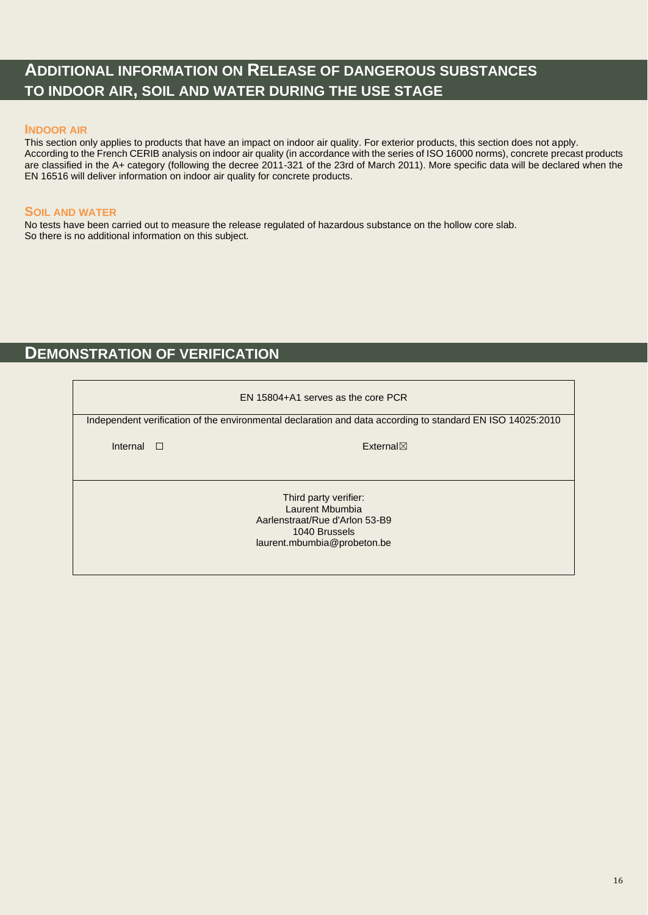# Additional information on Release of dangerous substances to indoor air, soil and water during the use stage

## Indoor air

This section only applies to products that have an impact on indoor air quality. For exterior products, this section does not apply. According to the French CERIB analysis on indoor air quality (in accordance with the series of ISO 16000 norms), concrete precast products are classified in the A+ category (following the decree 2011-321 of the 23rd of March 2011). More specific data will be declared when the EN 16516 will deliver information on indoor air quality for concrete products.

## Soil and water

No tests have been carried out to measure the release regulated of hazardous substance on the hollow core slab.
So there is no additional information on this subject.

# Demonstration of verification

| EN 15804+A1 serves as the core PCR | |
|---|---|
| Independent verification of the environmental declaration and data according to standard EN ISO 14025:2010 | |
| Internal ☐ | External☒ |
| Third party verifier:<br>Laurent Mbumbia<br>Aarlenstraat/Rue d'Arlon 53-B9<br>1040 Brussels<br>laurent.mbumbia@probeton.be | |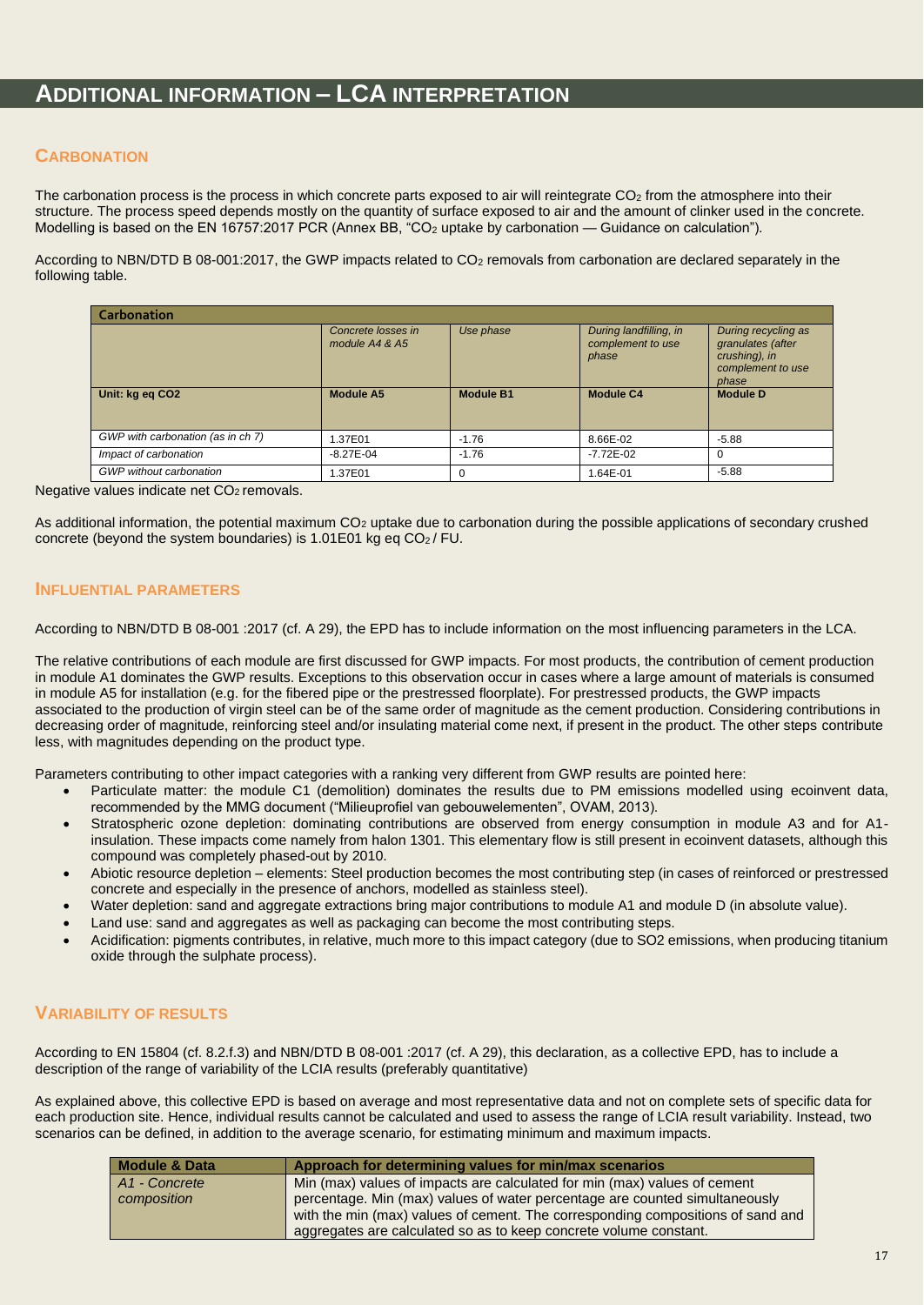# ADDITIONAL INFORMATION – LCA INTERPRETATION

## CARBONATION

The carbonation process is the process in which concrete parts exposed to air will reintegrate $CO_2$ from the atmosphere into their structure. The process speed depends mostly on the quantity of surface exposed to air and the amount of clinker used in the concrete. Modelling is based on the EN 16757:2017 PCR (Annex BB, "$CO_2$ uptake by carbonation — Guidance on calculation").

According to NBN/DTD B 08-001:2017, the GWP impacts related to $CO_2$ removals from carbonation are declared separately in the following table.

| Carbonation | | | | |
|---|---|---|---|---|
| | *Concrete losses in module A4 & A5* | *Use phase* | *During landfilling, in complement to use phase* | *During recycling as granulates (after crushing), in complement to use phase* |
| **Unit: kg eq CO2** | **Module A5** | **Module B1** | **Module C4** | **Module D** |
| *GWP with carbonation (as in ch 7)* | 1.37E01 | -1.76 | 8.66E-02 | -5.88 |
| *Impact of carbonation* | -8.27E-04 | -1.76 | -7.72E-02 | 0 |
| *GWP without carbonation* | 1.37E01 | 0 | 1.64E-01 | -5.88 |

Negative values indicate net $CO_2$ removals.

As additional information, the potential maximum $CO_2$ uptake due to carbonation during the possible applications of secondary crushed concrete (beyond the system boundaries) is 1.01E01 kg eq $CO_2$ / FU.

## INFLUENTIAL PARAMETERS

According to NBN/DTD B 08-001 :2017 (cf. A 29), the EPD has to include information on the most influencing parameters in the LCA.

The relative contributions of each module are first discussed for GWP impacts. For most products, the contribution of cement production in module A1 dominates the GWP results. Exceptions to this observation occur in cases where a large amount of materials is consumed in module A5 for installation (e.g. for the fibered pipe or the prestressed floorplate). For prestressed products, the GWP impacts associated to the production of virgin steel can be of the same order of magnitude as the cement production. Considering contributions in decreasing order of magnitude, reinforcing steel and/or insulating material come next, if present in the product. The other steps contribute less, with magnitudes depending on the product type.

Parameters contributing to other impact categories with a ranking very different from GWP results are pointed here:

- Particulate matter: the module C1 (demolition) dominates the results due to PM emissions modelled using ecoinvent data, recommended by the MMG document ("Milieuprofiel van gebouwelementen", OVAM, 2013).
- Stratospheric ozone depletion: dominating contributions are observed from energy consumption in module A3 and for A1-insulation. These impacts come namely from halon 1301. This elementary flow is still present in ecoinvent datasets, although this compound was completely phased-out by 2010.
- Abiotic resource depletion – elements: Steel production becomes the most contributing step (in cases of reinforced or prestressed concrete and especially in the presence of anchors, modelled as stainless steel).
- Water depletion: sand and aggregate extractions bring major contributions to module A1 and module D (in absolute value).
- Land use: sand and aggregates as well as packaging can become the most contributing steps.
- Acidification: pigments contributes, in relative, much more to this impact category (due to SO2 emissions, when producing titanium oxide through the sulphate process).

## VARIABILITY OF RESULTS

According to EN 15804 (cf. 8.2.f.3) and NBN/DTD B 08-001 :2017 (cf. A 29), this declaration, as a collective EPD, has to include a description of the range of variability of the LCIA results (preferably quantitative)

As explained above, this collective EPD is based on average and most representative data and not on complete sets of specific data for each production site. Hence, individual results cannot be calculated and used to assess the range of LCIA result variability. Instead, two scenarios can be defined, in addition to the average scenario, for estimating minimum and maximum impacts.

| Module & Data | Approach for determining values for min/max scenarios |
|---|---|
| *A1 - Concrete composition* | Min (max) values of impacts are calculated for min (max) values of cement percentage. Min (max) values of water percentage are counted simultaneously with the min (max) values of cement. The corresponding compositions of sand and aggregates are calculated so as to keep concrete volume constant. |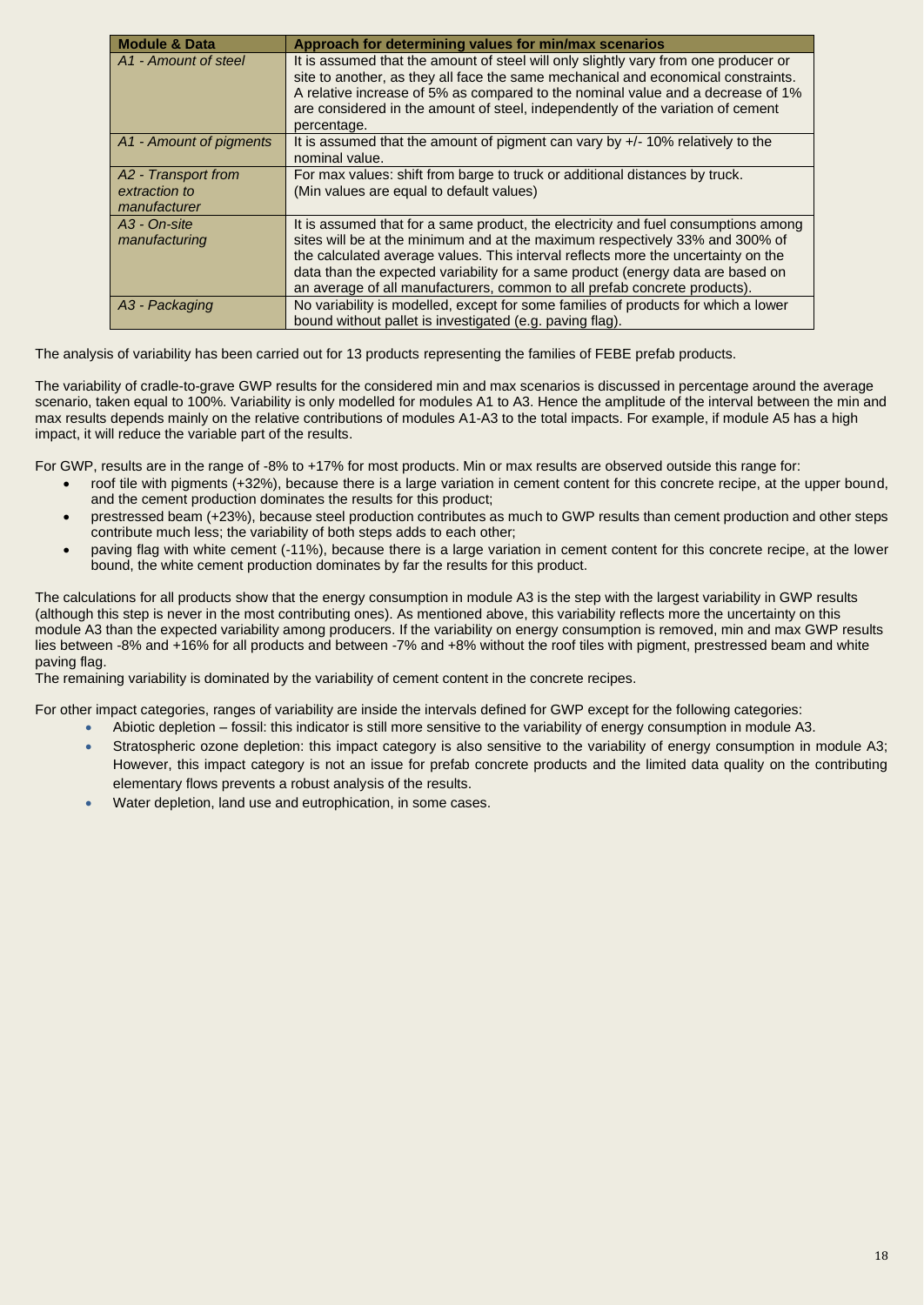| Module & Data | Approach for determining values for min/max scenarios |
|---|---|
| *A1 - Amount of steel* | It is assumed that the amount of steel will only slightly vary from one producer or site to another, as they all face the same mechanical and economical constraints. A relative increase of 5% as compared to the nominal value and a decrease of 1% are considered in the amount of steel, independently of the variation of cement percentage. |
| *A1 - Amount of pigments* | It is assumed that the amount of pigment can vary by +/- 10% relatively to the nominal value. |
| *A2 - Transport from extraction to manufacturer* | For max values: shift from barge to truck or additional distances by truck. (Min values are equal to default values) |
| *A3 - On-site manufacturing* | It is assumed that for a same product, the electricity and fuel consumptions among sites will be at the minimum and at the maximum respectively 33% and 300% of the calculated average values. This interval reflects more the uncertainty on the data than the expected variability for a same product (energy data are based on an average of all manufacturers, common to all prefab concrete products). |
| *A3 - Packaging* | No variability is modelled, except for some families of products for which a lower bound without pallet is investigated (e.g. paving flag). |

The analysis of variability has been carried out for 13 products representing the families of FEBE prefab products.

The variability of cradle-to-grave GWP results for the considered min and max scenarios is discussed in percentage around the average scenario, taken equal to 100%. Variability is only modelled for modules A1 to A3. Hence the amplitude of the interval between the min and max results depends mainly on the relative contributions of modules A1-A3 to the total impacts. For example, if module A5 has a high impact, it will reduce the variable part of the results.

For GWP, results are in the range of -8% to +17% for most products. Min or max results are observed outside this range for:

- roof tile with pigments (+32%), because there is a large variation in cement content for this concrete recipe, at the upper bound, and the cement production dominates the results for this product;
- prestressed beam (+23%), because steel production contributes as much to GWP results than cement production and other steps contribute much less; the variability of both steps adds to each other;
- paving flag with white cement (-11%), because there is a large variation in cement content for this concrete recipe, at the lower bound, the white cement production dominates by far the results for this product.

The calculations for all products show that the energy consumption in module A3 is the step with the largest variability in GWP results (although this step is never in the most contributing ones). As mentioned above, this variability reflects more the uncertainty on this module A3 than the expected variability among producers. If the variability on energy consumption is removed, min and max GWP results lies between -8% and +16% for all products and between -7% and +8% without the roof tiles with pigment, prestressed beam and white paving flag.
The remaining variability is dominated by the variability of cement content in the concrete recipes.

For other impact categories, ranges of variability are inside the intervals defined for GWP except for the following categories:

- Abiotic depletion – fossil: this indicator is still more sensitive to the variability of energy consumption in module A3.
- Stratospheric ozone depletion: this impact category is also sensitive to the variability of energy consumption in module A3; However, this impact category is not an issue for prefab concrete products and the limited data quality on the contributing elementary flows prevents a robust analysis of the results.
- Water depletion, land use and eutrophication, in some cases.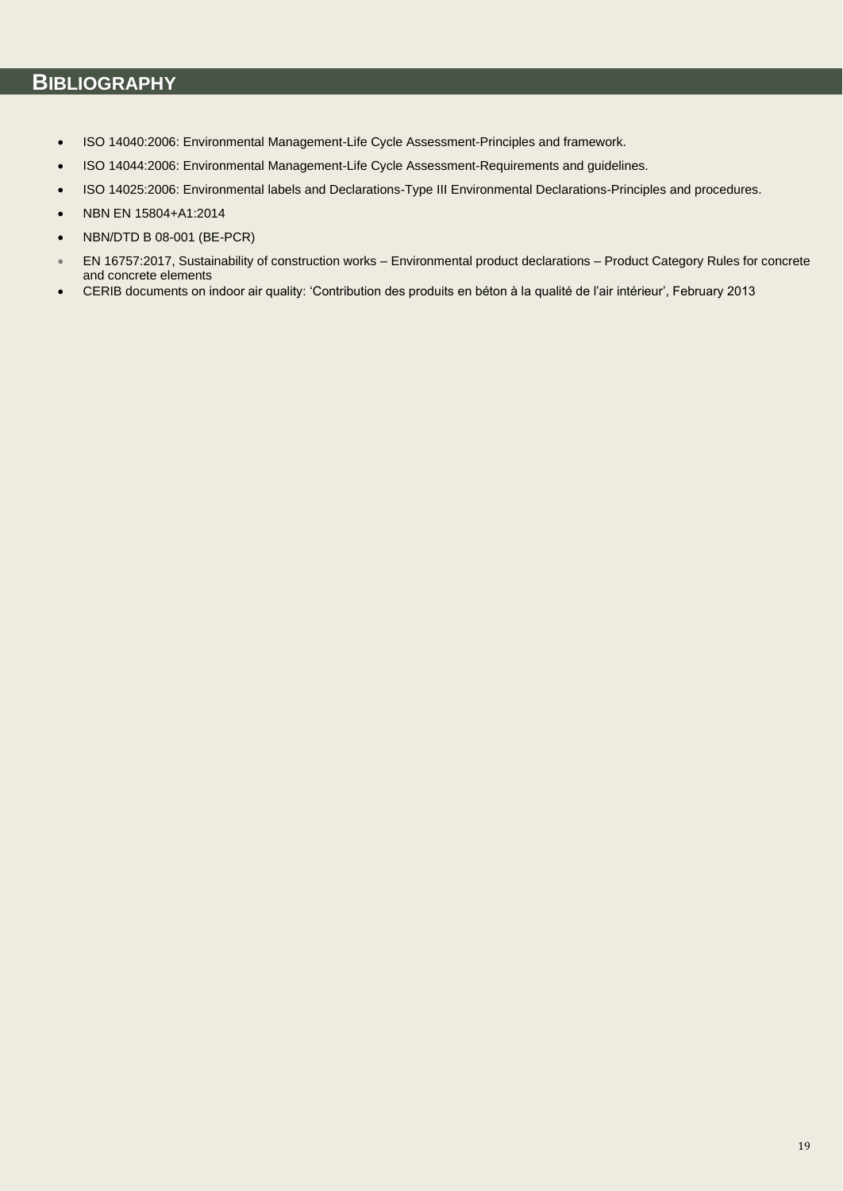# BIBLIOGRAPHY

- ISO 14040:2006: Environmental Management-Life Cycle Assessment-Principles and framework.
- ISO 14044:2006: Environmental Management-Life Cycle Assessment-Requirements and guidelines.
- ISO 14025:2006: Environmental labels and Declarations-Type III Environmental Declarations-Principles and procedures.
- NBN EN 15804+A1:2014
- NBN/DTD B 08-001 (BE-PCR)
- EN 16757:2017, Sustainability of construction works – Environmental product declarations – Product Category Rules for concrete and concrete elements
- CERIB documents on indoor air quality: 'Contribution des produits en béton à la qualité de l'air intérieur', February 2013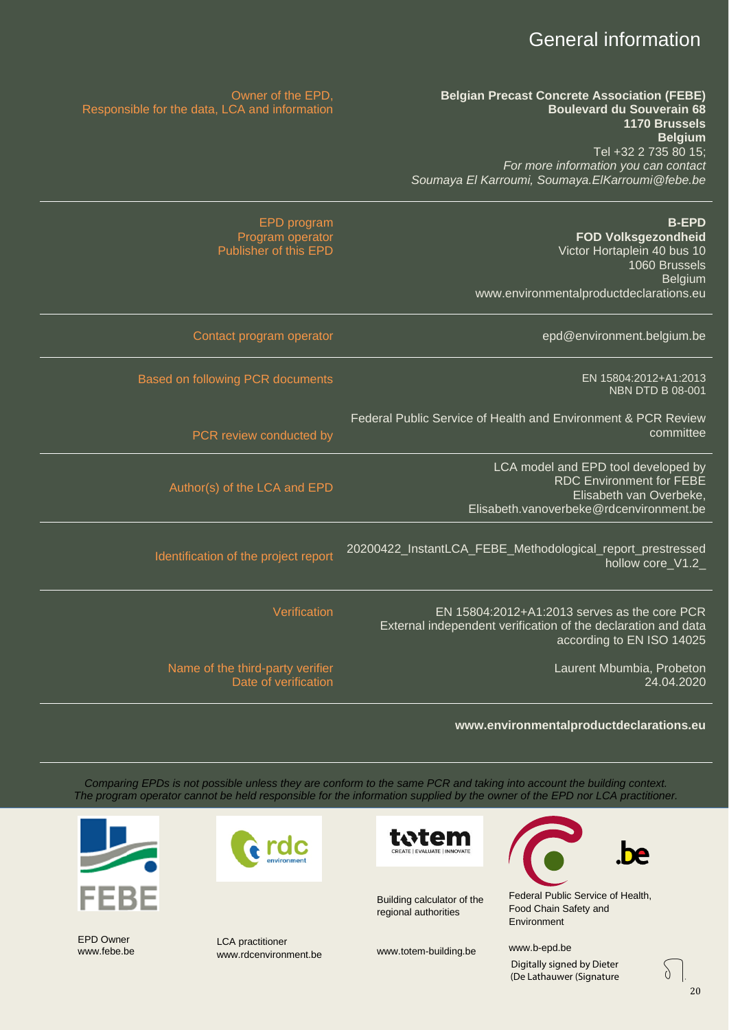# General information

| | |
|---|---|
| Owner of the EPD, Responsible for the data, LCA and information | **Belgian Precast Concrete Association (FEBE)** **Boulevard du Souverain 68** **1170 Brussels** **Belgium** Tel +32 2 735 80 15; *For more information you can contact Soumaya El Karroumi, Soumaya.ElKarroumi@febe.be* |
| EPD program Program operator Publisher of this EPD | **B-EPD** **FOD Volksgezondheid** Victor Hortaplein 40 bus 10 1060 Brussels Belgium www.environmentalproductdeclarations.eu |
| Contact program operator | epd@environment.belgium.be |
| Based on following PCR documents | EN 15804:2012+A1:2013 NBN DTD B 08-001 |
| PCR review conducted by | Federal Public Service of Health and Environment & PCR Review committee |
| Author(s) of the LCA and EPD | LCA model and EPD tool developed by RDC Environment for FEBE Elisabeth van Overbeke, Elisabeth.vanoverbeke@rdcenvironment.be |
| Identification of the project report | 20200422_InstantLCA_FEBE_Methodological_report_prestressed hollow core_V1.2_ |
| Verification | EN 15804:2012+A1:2013 serves as the core PCR External independent verification of the declaration and data according to EN ISO 14025 |
| Name of the third-party verifier Date of verification | Laurent Mbumbia, Probeton 24.04.2020 |

**www.environmentalproductdeclarations.eu**

*Comparing EPDs is not possible unless they are conform to the same PCR and taking into account the building context. The program operator cannot be held responsible for the information supplied by the owner of the EPD nor LCA practitioner.*

FEBE

EPD Owner
www.febe.be

rdc environment

LCA practitioner
www.rdcenvironment.be

totem
CREATE | EVALUATE | INNOVATE

Building calculator of the regional authorities

www.totem-building.be

.be

Federal Public Service of Health, Food Chain Safety and Environment

www.b-epd.be

Digitally signed by Dieter (De Lathauwer (Signature